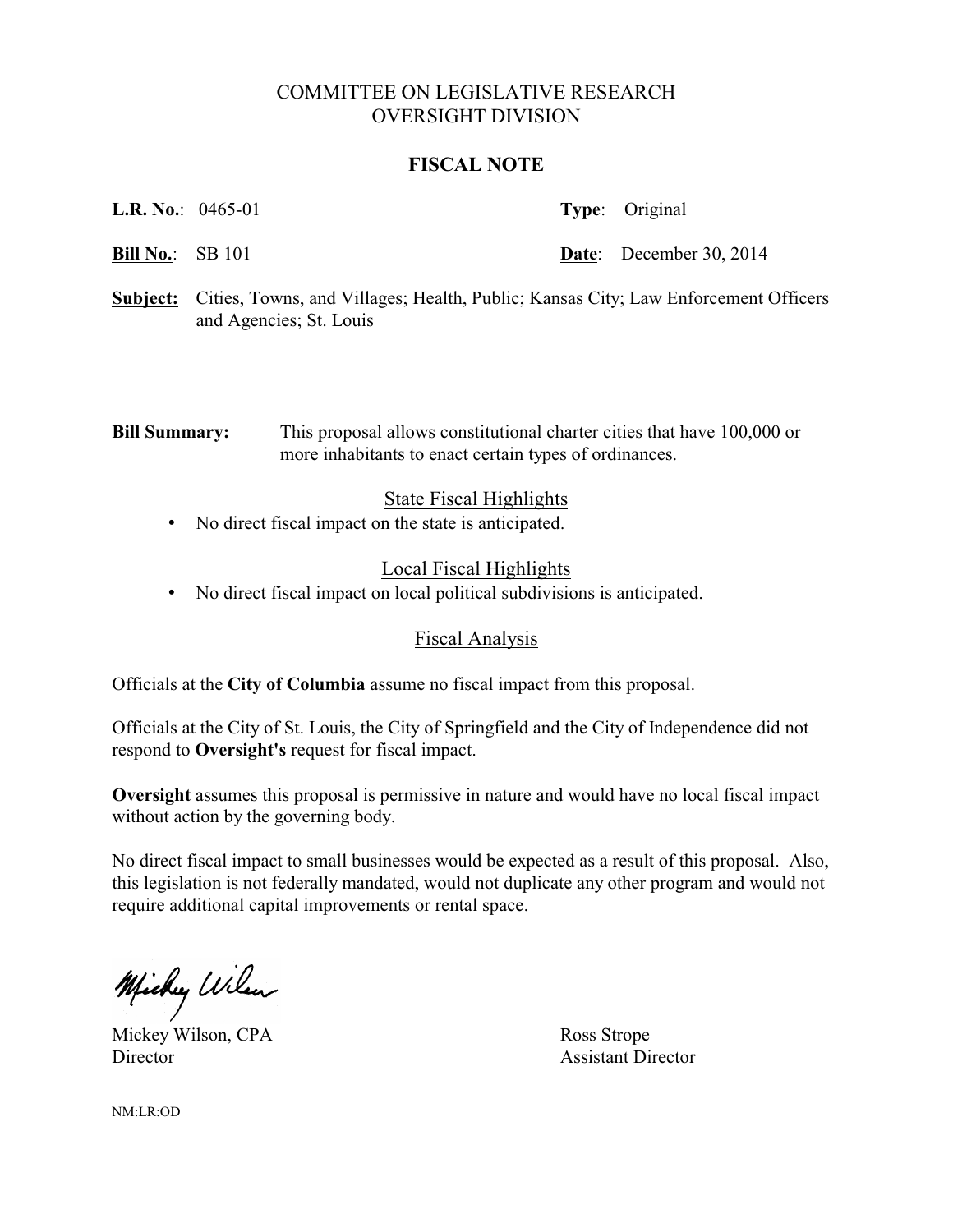# COMMITTEE ON LEGISLATIVE RESEARCH
# OVERSIGHT DIVISION

## FISCAL NOTE

**L.R. No.**: 0465-01 **Type**: Original

**Bill No.**: SB 101 **Date**: December 30, 2014

**Subject:** Cities, Towns, and Villages; Health, Public; Kansas City; Law Enforcement Officers and Agencies; St. Louis

---

**Bill Summary:** This proposal allows constitutional charter cities that have 100,000 or more inhabitants to enact certain types of ordinances.

### State Fiscal Highlights

- No direct fiscal impact on the state is anticipated.

### Local Fiscal Highlights

- No direct fiscal impact on local political subdivisions is anticipated.

### Fiscal Analysis

Officials at the **City of Columbia** assume no fiscal impact from this proposal.

Officials at the City of St. Louis, the City of Springfield and the City of Independence did not respond to **Oversight's** request for fiscal impact.

**Oversight** assumes this proposal is permissive in nature and would have no local fiscal impact without action by the governing body.

No direct fiscal impact to small businesses would be expected as a result of this proposal. Also, this legislation is not federally mandated, would not duplicate any other program and would not require additional capital improvements or rental space.

Mickey Wilson, CPA
Director

Ross Strope
Assistant Director

NM:LR:OD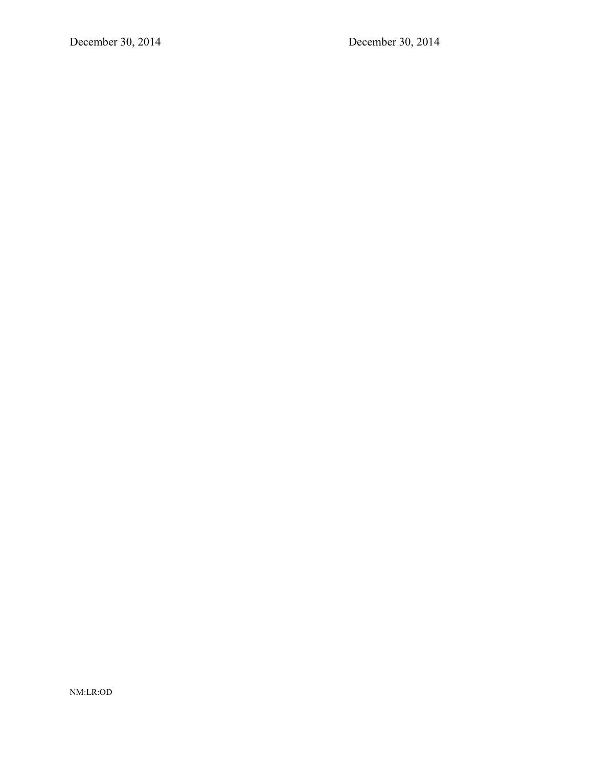December 30, 2014 December 30, 2014

NM:LR:OD